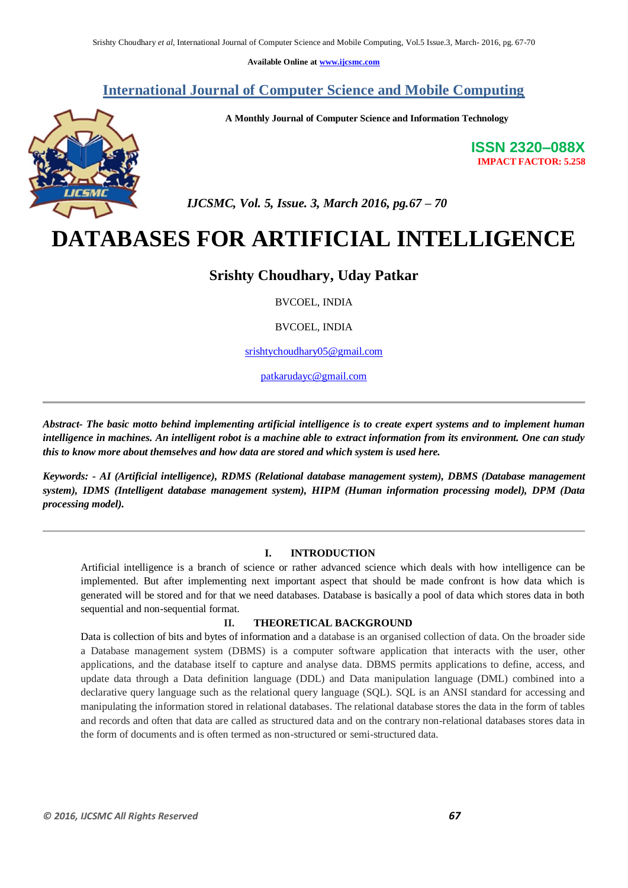Available Online at www.ijcsmc.com

## International Journal of Computer Science and Mobile Computing

**A Monthly Journal of Computer Science and Information Technology**

**ISSN 2320–088X**
**IMPACT FACTOR: 5.258**

*IJCSMC, Vol. 5, Issue. 3, March 2016, pg.67 – 70*

# DATABASES FOR ARTIFICIAL INTELLIGENCE

**Srishty Choudhary, Uday Patkar**

BVCOEL, INDIA

BVCOEL, INDIA

srishtychoudhary05@gmail.com

patkarudayc@gmail.com

---

***Abstract- The basic motto behind implementing artificial intelligence is to create expert systems and to implement human intelligence in machines. An intelligent robot is a machine able to extract information from its environment. One can study this to know more about themselves and how data are stored and which system is used here.***

***Keywords: - AI (Artificial intelligence), RDMS (Relational database management system), DBMS (Database management system), IDMS (Intelligent database management system), HIPM (Human information processing model), DPM (Data processing model).***

---

## I. INTRODUCTION

Artificial intelligence is a branch of science or rather advanced science which deals with how intelligence can be implemented. But after implementing next important aspect that should be made confront is how data which is generated will be stored and for that we need databases. Database is basically a pool of data which stores data in both sequential and non-sequential format.

## II. THEORETICAL BACKGROUND

Data is collection of bits and bytes of information and a database is an organised collection of data. On the broader side a Database management system (DBMS) is a computer software application that interacts with the user, other applications, and the database itself to capture and analyse data. DBMS permits applications to define, access, and update data through a Data definition language (DDL) and Data manipulation language (DML) combined into a declarative query language such as the relational query language (SQL). SQL is an ANSI standard for accessing and manipulating the information stored in relational databases. The relational database stores the data in the form of tables and records and often that data are called as structured data and on the contrary non-relational databases stores data in the form of documents and is often termed as non-structured or semi-structured data.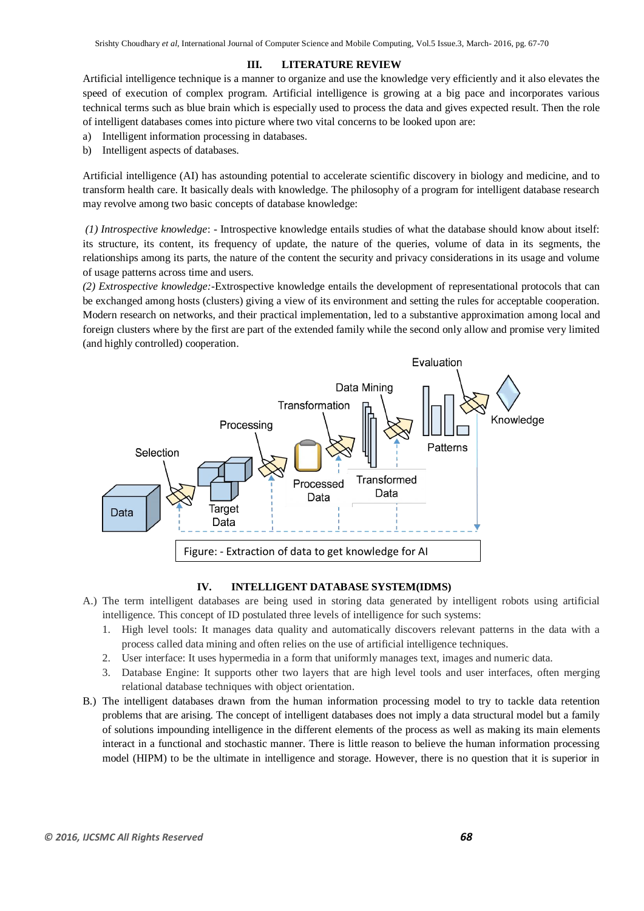## III. LITERATURE REVIEW

Artificial intelligence technique is a manner to organize and use the knowledge very efficiently and it also elevates the speed of execution of complex program. Artificial intelligence is growing at a big pace and incorporates various technical terms such as blue brain which is especially used to process the data and gives expected result. Then the role of intelligent databases comes into picture where two vital concerns to be looked upon are:

a) Intelligent information processing in databases.
b) Intelligent aspects of databases.

Artificial intelligence (AI) has astounding potential to accelerate scientific discovery in biology and medicine, and to transform health care. It basically deals with knowledge. The philosophy of a program for intelligent database research may revolve among two basic concepts of database knowledge:

*(1) Introspective knowledge*: - Introspective knowledge entails studies of what the database should know about itself: its structure, its content, its frequency of update, the nature of the queries, volume of data in its segments, the relationships among its parts, the nature of the content the security and privacy considerations in its usage and volume of usage patterns across time and users.

*(2) Extrospective knowledge:*-Extrospective knowledge entails the development of representational protocols that can be exchanged among hosts (clusters) giving a view of its environment and setting the rules for acceptable cooperation. Modern research on networks, and their practical implementation, led to a substantive approximation among local and foreign clusters where by the first are part of the extended family while the second only allow and promise very limited (and highly controlled) cooperation.

Figure: - Extraction of data to get knowledge for AI

## IV. INTELLIGENT DATABASE SYSTEM(IDMS)

A.) The term intelligent databases are being used in storing data generated by intelligent robots using artificial intelligence. This concept of ID postulated three levels of intelligence for such systems:

1. High level tools: It manages data quality and automatically discovers relevant patterns in the data with a process called data mining and often relies on the use of artificial intelligence techniques.
2. User interface: It uses hypermedia in a form that uniformly manages text, images and numeric data.
3. Database Engine: It supports other two layers that are high level tools and user interfaces, often merging relational database techniques with object orientation.

B.) The intelligent databases drawn from the human information processing model to try to tackle data retention problems that are arising. The concept of intelligent databases does not imply a data structural model but a family of solutions impounding intelligence in the different elements of the process as well as making its main elements interact in a functional and stochastic manner. There is little reason to believe the human information processing model (HIPM) to be the ultimate in intelligence and storage. However, there is no question that it is superior in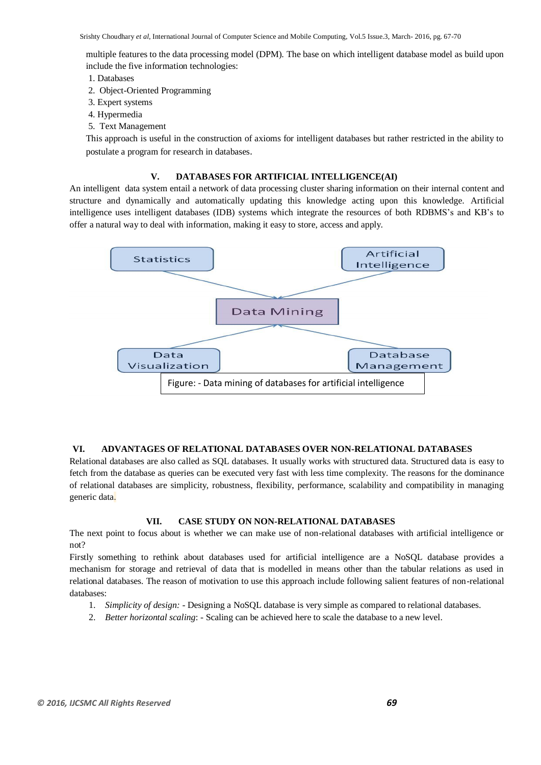multiple features to the data processing model (DPM). The base on which intelligent database model as build upon include the five information technologies:

1. Databases
2. Object-Oriented Programming
3. Expert systems
4. Hypermedia
5. Text Management

This approach is useful in the construction of axioms for intelligent databases but rather restricted in the ability to postulate a program for research in databases.

## V. DATABASES FOR ARTIFICIAL INTELLIGENCE(AI)

An intelligent data system entail a network of data processing cluster sharing information on their internal content and structure and dynamically and automatically updating this knowledge acting upon this knowledge. Artificial intelligence uses intelligent databases (IDB) systems which integrate the resources of both RDBMS's and KB's to offer a natural way to deal with information, making it easy to store, access and apply.

Statistics

Artificial Intelligence

Data Mining

Data Visualization

Database Management

Figure: - Data mining of databases for artificial intelligence

## VI. ADVANTAGES OF RELATIONAL DATABASES OVER NON-RELATIONAL DATABASES

Relational databases are also called as SQL databases. It usually works with structured data. Structured data is easy to fetch from the database as queries can be executed very fast with less time complexity. The reasons for the dominance of relational databases are simplicity, robustness, flexibility, performance, scalability and compatibility in managing generic data.

## VII. CASE STUDY ON NON-RELATIONAL DATABASES

The next point to focus about is whether we can make use of non-relational databases with artificial intelligence or not?

Firstly something to rethink about databases used for artificial intelligence are a NoSQL database provides a mechanism for storage and retrieval of data that is modelled in means other than the tabular relations as used in relational databases. The reason of motivation to use this approach include following salient features of non-relational databases:

1. *Simplicity of design:* - Designing a NoSQL database is very simple as compared to relational databases.
2. *Better horizontal scaling*: - Scaling can be achieved here to scale the database to a new level.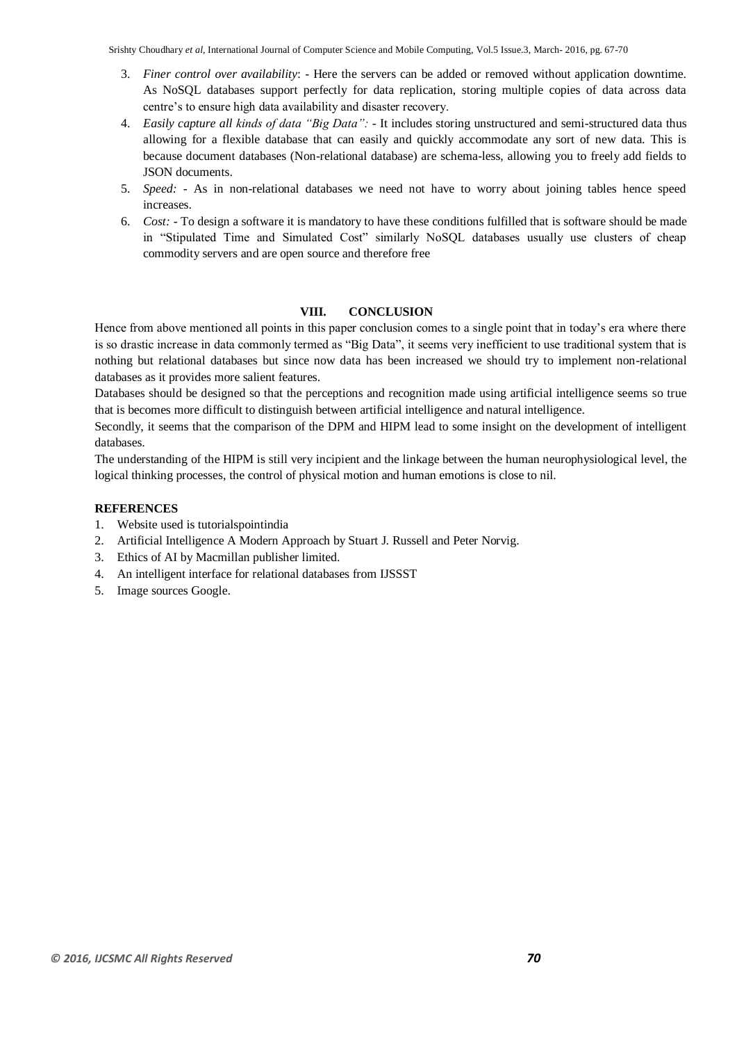3. *Finer control over availability*: - Here the servers can be added or removed without application downtime. As NoSQL databases support perfectly for data replication, storing multiple copies of data across data centre's to ensure high data availability and disaster recovery.
4. *Easily capture all kinds of data "Big Data":* - It includes storing unstructured and semi-structured data thus allowing for a flexible database that can easily and quickly accommodate any sort of new data. This is because document databases (Non-relational database) are schema-less, allowing you to freely add fields to JSON documents.
5. *Speed:* - As in non-relational databases we need not have to worry about joining tables hence speed increases.
6. *Cost:* - To design a software it is mandatory to have these conditions fulfilled that is software should be made in "Stipulated Time and Simulated Cost" similarly NoSQL databases usually use clusters of cheap commodity servers and are open source and therefore free

## VIII. CONCLUSION

Hence from above mentioned all points in this paper conclusion comes to a single point that in today's era where there is so drastic increase in data commonly termed as "Big Data", it seems very inefficient to use traditional system that is nothing but relational databases but since now data has been increased we should try to implement non-relational databases as it provides more salient features.

Databases should be designed so that the perceptions and recognition made using artificial intelligence seems so true that is becomes more difficult to distinguish between artificial intelligence and natural intelligence.

Secondly, it seems that the comparison of the DPM and HIPM lead to some insight on the development of intelligent databases.

The understanding of the HIPM is still very incipient and the linkage between the human neurophysiological level, the logical thinking processes, the control of physical motion and human emotions is close to nil.

**REFERENCES**

1. Website used is tutorialspointindia
2. Artificial Intelligence A Modern Approach by Stuart J. Russell and Peter Norvig.
3. Ethics of AI by Macmillan publisher limited.
4. An intelligent interface for relational databases from IJSSST
5. Image sources Google.